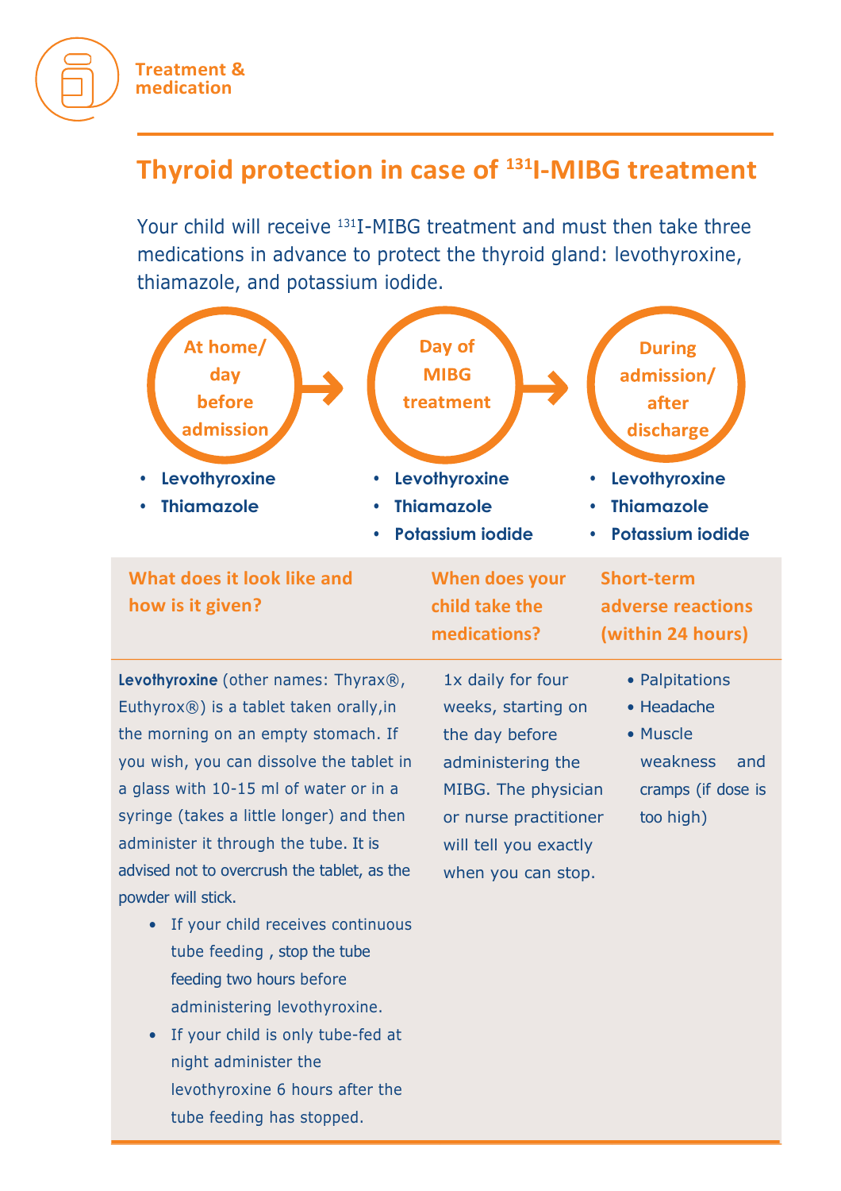Treatment & medication

## Thyroid protection in case of $^{131}$I-MIBG treatment

Your child will receive $^{131}$I-MIBG treatment and must then take three medications in advance to protect the thyroid gland: levothyroxine, thiamazole, and potassium iodide.

**At home/ day before admission**
- **Levothyroxine**
- **Thiamazole**

**Day of MIBG treatment**
- **Levothyroxine**
- **Thiamazole**
- **Potassium iodide**

**During admission/ after discharge**
- **Levothyroxine**
- **Thiamazole**
- **Potassium iodide**

| What does it look like and how is it given? | When does your child take the medications? | Short-term adverse reactions (within 24 hours) |
|---|---|---|
| **Levothyroxine** (other names: Thyrax®, Euthyrox®) is a tablet taken orally,in the morning on an empty stomach. If you wish, you can dissolve the tablet in a glass with 10-15 ml of water or in a syringe (takes a little longer) and then administer it through the tube. It is advised not to overcrush the tablet, as the powder will stick.<br>• If your child receives continuous tube feeding , stop the tube feeding two hours before administering levothyroxine.<br>• If your child is only tube-fed at night administer the levothyroxine 6 hours after the tube feeding has stopped. | 1x daily for four weeks, starting on the day before administering the MIBG. The physician or nurse practitioner will tell you exactly when you can stop. | • Palpitations<br>• Headache<br>• Muscle weakness and cramps (if dose is too high) |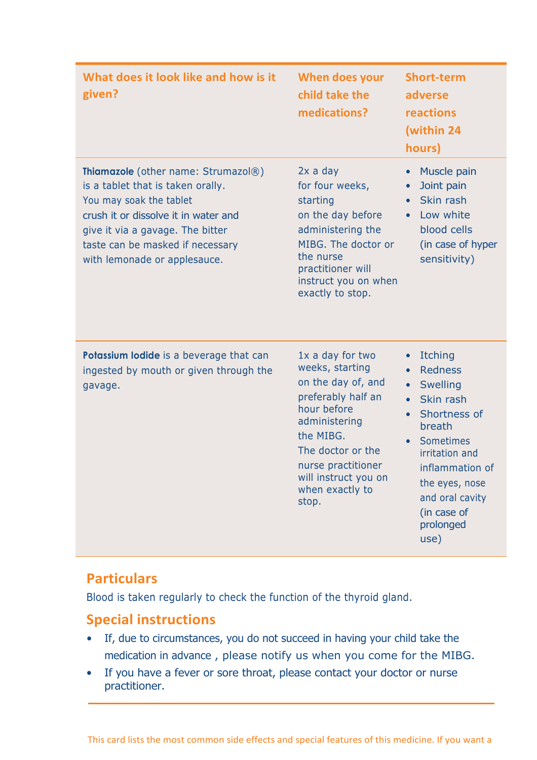| What does it look like and how is it given? | When does your child take the medications? | Short-term adverse reactions (within 24 hours) |
|---|---|---|
| **Thiamazole** (other name: Strumazol®) is a tablet that is taken orally. You may soak the tablet crush it or dissolve it in water and give it via a gavage. The bitter taste can be masked if necessary with lemonade or applesauce. | 2x a day for four weeks, starting on the day before administering the MIBG. The doctor or the nurse practitioner will instruct you on when exactly to stop. | • Muscle pain<br>• Joint pain<br>• Skin rash<br>• Low white blood cells (in case of hyper sensitivity) |
| **Potassium Iodide** is a beverage that can ingested by mouth or given through the gavage. | 1x a day for two weeks, starting on the day of, and preferably half an hour before administering the MIBG. The doctor or the nurse practitioner will instruct you on when exactly to stop. | • Itching<br>• Redness<br>• Swelling<br>• Skin rash<br>• Shortness of breath<br>• Sometimes irritation and inflammation of the eyes, nose and oral cavity (in case of prolonged use) |

## Particulars

Blood is taken regularly to check the function of the thyroid gland.

## Special instructions

- If, due to circumstances, you do not succeed in having your child take the medication in advance , please notify us when you come for the MIBG.
- If you have a fever or sore throat, please contact your doctor or nurse practitioner.

This card lists the most common side effects and special features of this medicine. If you want a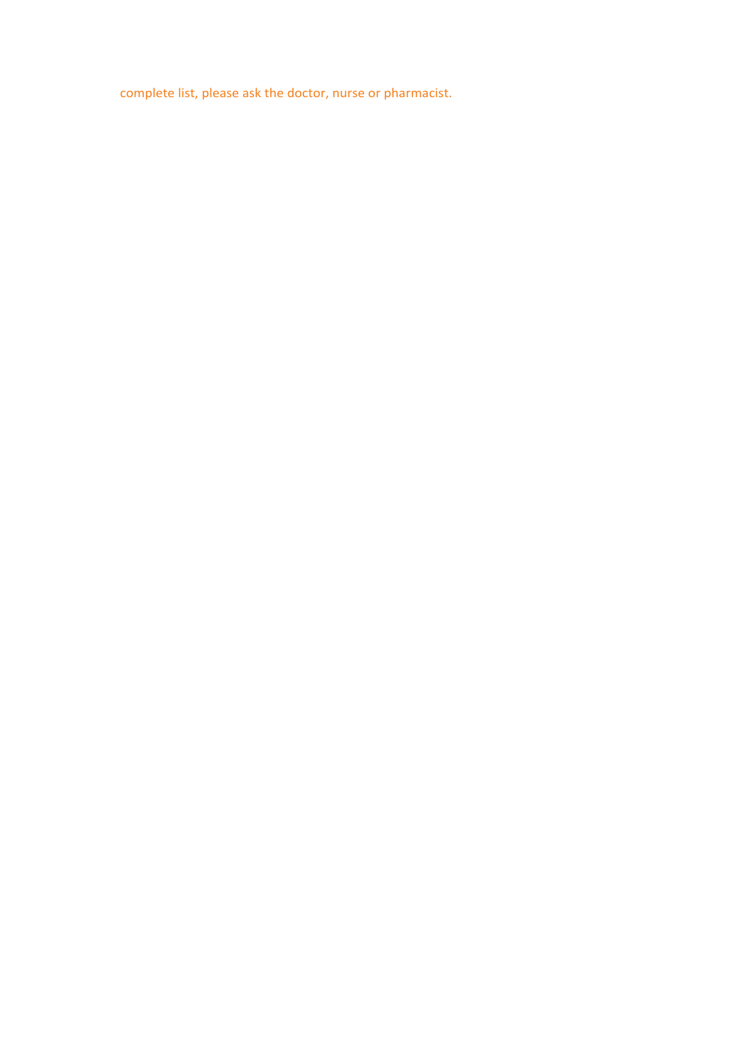complete list, please ask the doctor, nurse or pharmacist.